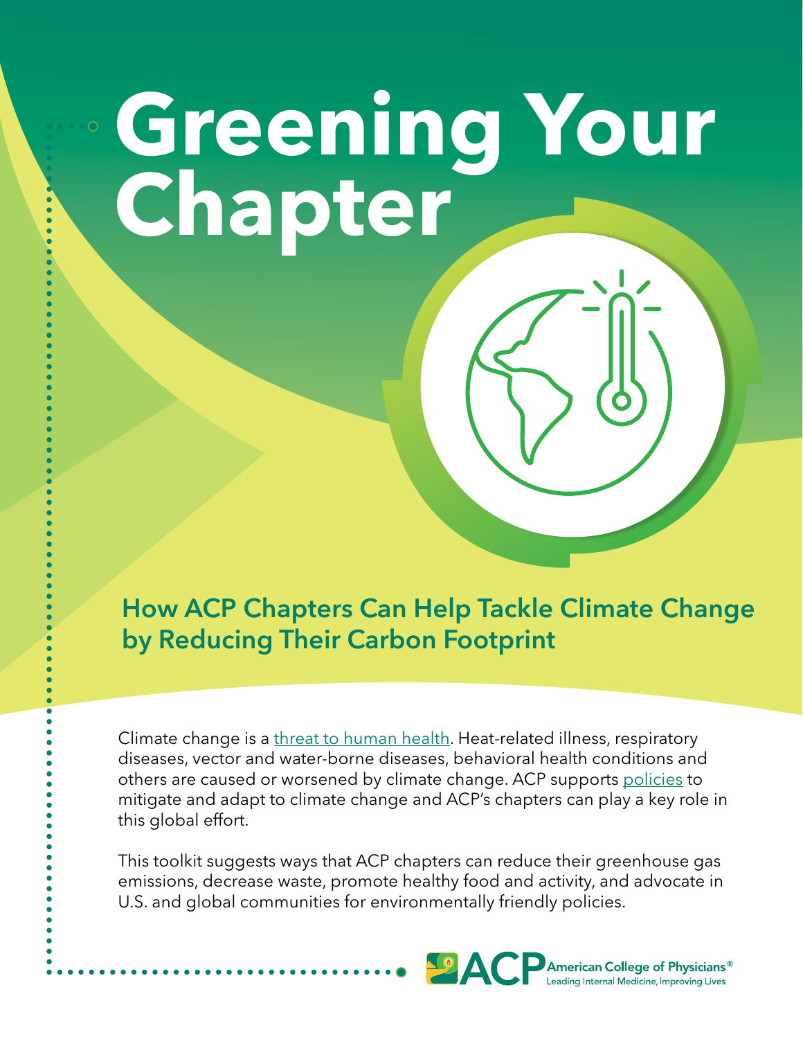# Greening Your Chapter

## How ACP Chapters Can Help Tackle Climate Change by Reducing Their Carbon Footprint

Climate change is a threat to human health. Heat-related illness, respiratory diseases, vector and water-borne diseases, behavioral health conditions and others are caused or worsened by climate change. ACP supports policies to mitigate and adapt to climate change and ACP's chapters can play a key role in this global effort.

This toolkit suggests ways that ACP chapters can reduce their greenhouse gas emissions, decrease waste, promote healthy food and activity, and advocate in U.S. and global communities for environmentally friendly policies.

ACP American College of Physicians®
Leading Internal Medicine, Improving Lives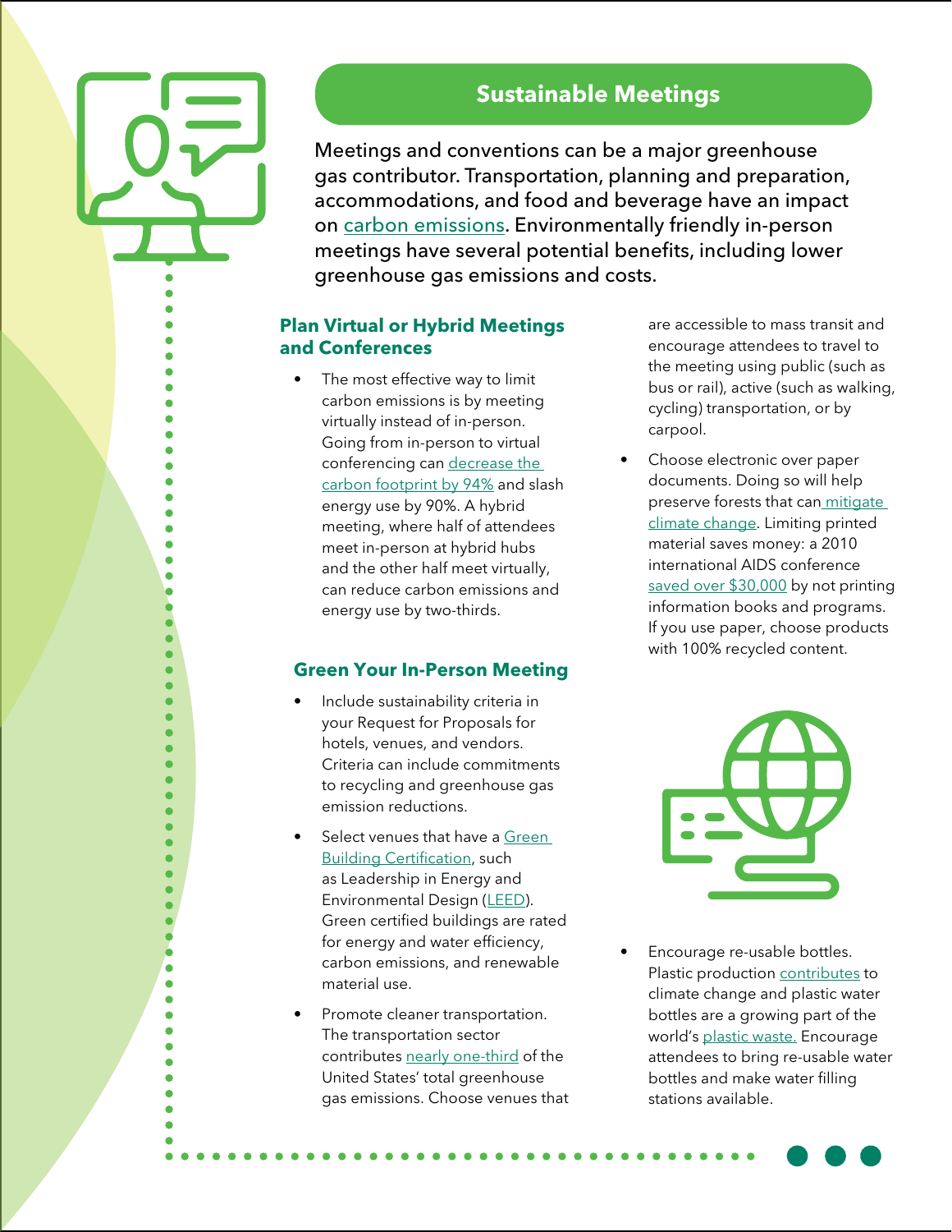## Sustainable Meetings

Meetings and conventions can be a major greenhouse gas contributor. Transportation, planning and preparation, accommodations, and food and beverage have an impact on carbon emissions. Environmentally friendly in-person meetings have several potential benefits, including lower greenhouse gas emissions and costs.

### Plan Virtual or Hybrid Meetings and Conferences

- The most effective way to limit carbon emissions is by meeting virtually instead of in-person. Going from in-person to virtual conferencing can decrease the carbon footprint by 94% and slash energy use by 90%. A hybrid meeting, where half of attendees meet in-person at hybrid hubs and the other half meet virtually, can reduce carbon emissions and energy use by two-thirds.

### Green Your In-Person Meeting

- Include sustainability criteria in your Request for Proposals for hotels, venues, and vendors. Criteria can include commitments to recycling and greenhouse gas emission reductions.
- Select venues that have a Green Building Certification, such as Leadership in Energy and Environmental Design (LEED). Green certified buildings are rated for energy and water efficiency, carbon emissions, and renewable material use.
- Promote cleaner transportation. The transportation sector contributes nearly one-third of the United States' total greenhouse gas emissions. Choose venues that are accessible to mass transit and encourage attendees to travel to the meeting using public (such as bus or rail), active (such as walking, cycling) transportation, or by carpool.
- Choose electronic over paper documents. Doing so will help preserve forests that can mitigate climate change. Limiting printed material saves money: a 2010 international AIDS conference saved over $30,000 by not printing information books and programs. If you use paper, choose products with 100% recycled content.
- Encourage re-usable bottles. Plastic production contributes to climate change and plastic water bottles are a growing part of the world's plastic waste. Encourage attendees to bring re-usable water bottles and make water filling stations available.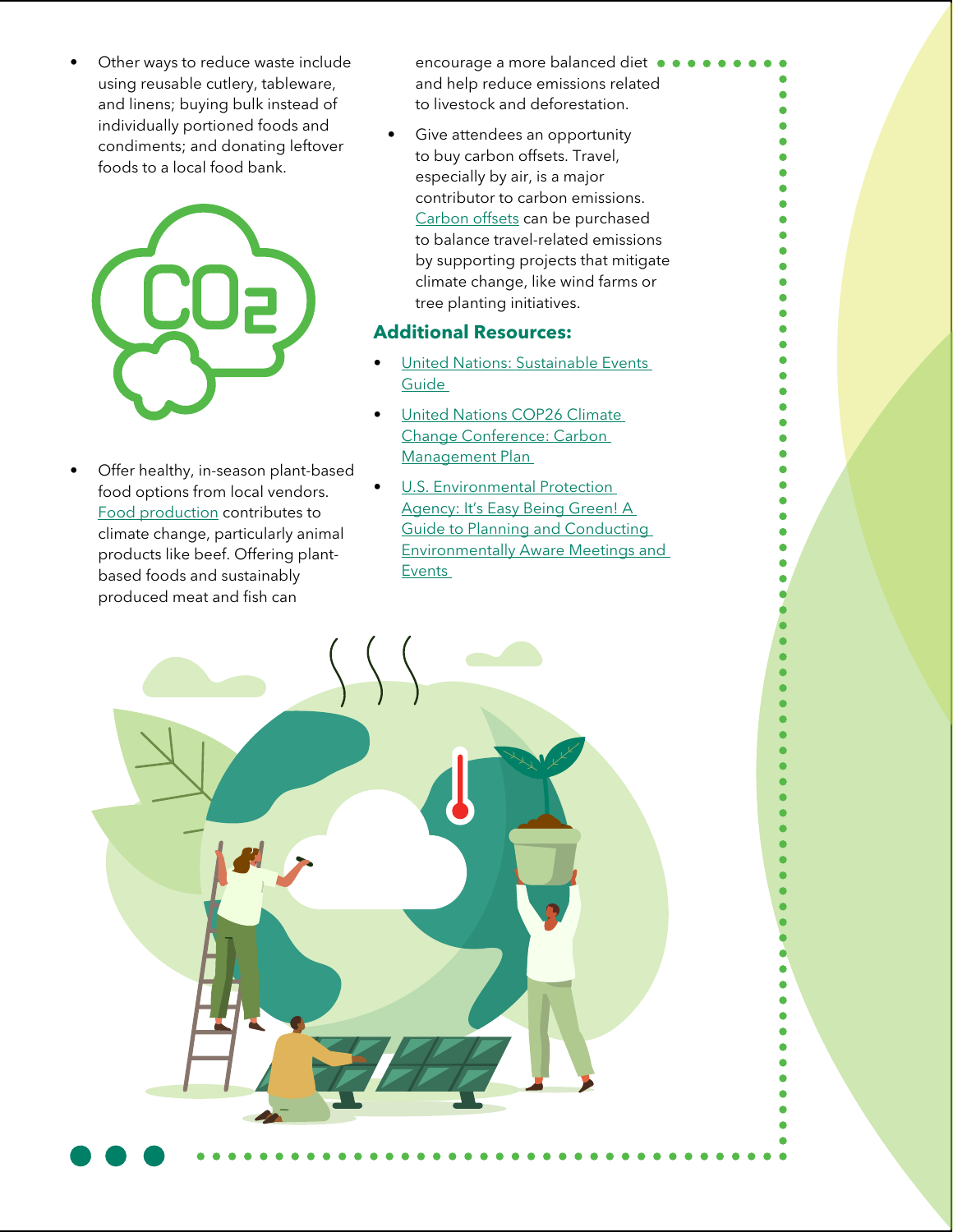- Other ways to reduce waste include using reusable cutlery, tableware, and linens; buying bulk instead of individually portioned foods and condiments; and donating leftover foods to a local food bank.

- Offer healthy, in-season plant-based food options from local vendors. Food production contributes to climate change, particularly animal products like beef. Offering plant-based foods and sustainably produced meat and fish can encourage a more balanced diet and help reduce emissions related to livestock and deforestation.

- Give attendees an opportunity to buy carbon offsets. Travel, especially by air, is a major contributor to carbon emissions. Carbon offsets can be purchased to balance travel-related emissions by supporting projects that mitigate climate change, like wind farms or tree planting initiatives.

## Additional Resources:

- United Nations: Sustainable Events Guide
- United Nations COP26 Climate Change Conference: Carbon Management Plan
- U.S. Environmental Protection Agency: It's Easy Being Green! A Guide to Planning and Conducting Environmentally Aware Meetings and Events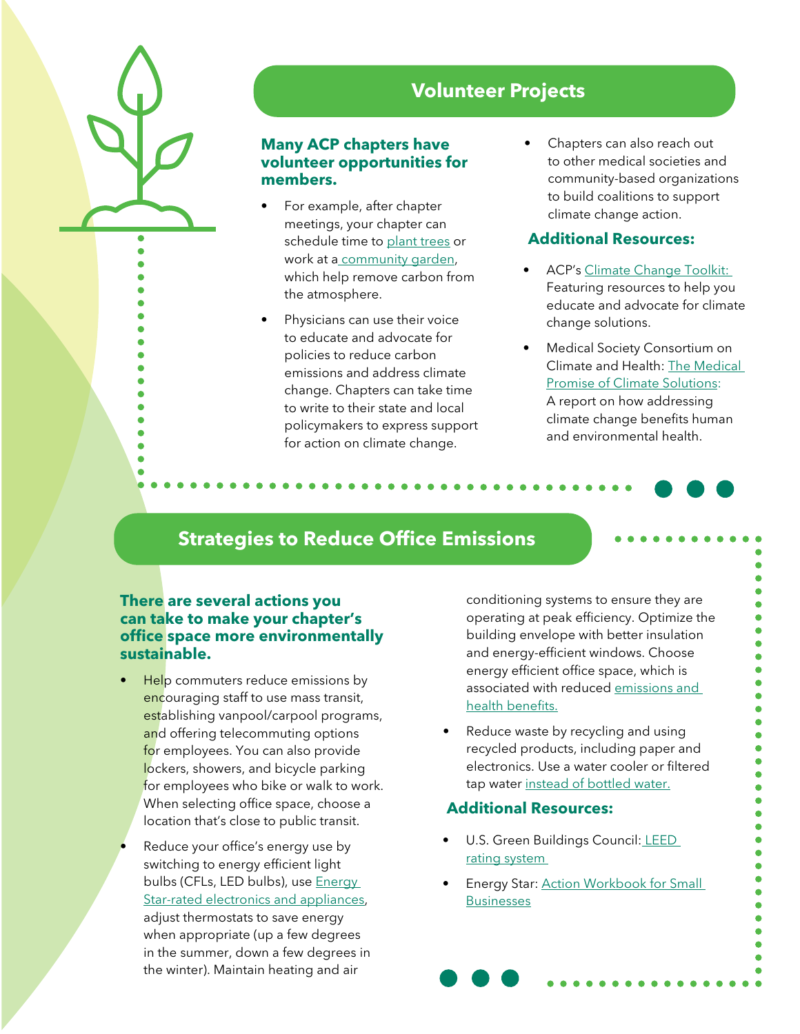## Volunteer Projects

**Many ACP chapters have volunteer opportunities for members.**

- For example, after chapter meetings, your chapter can schedule time to plant trees or work at a community garden, which help remove carbon from the atmosphere.
- Physicians can use their voice to educate and advocate for policies to reduce carbon emissions and address climate change. Chapters can take time to write to their state and local policymakers to express support for action on climate change.
- Chapters can also reach out to other medical societies and community-based organizations to build coalitions to support climate change action.

### Additional Resources:

- ACP's Climate Change Toolkit: Featuring resources to help you educate and advocate for climate change solutions.
- Medical Society Consortium on Climate and Health: The Medical Promise of Climate Solutions: A report on how addressing climate change benefits human and environmental health.

## Strategies to Reduce Office Emissions

**There are several actions you can take to make your chapter's office space more environmentally sustainable.**

- Help commuters reduce emissions by encouraging staff to use mass transit, establishing vanpool/carpool programs, and offering telecommuting options for employees. You can also provide lockers, showers, and bicycle parking for employees who bike or walk to work. When selecting office space, choose a location that's close to public transit.
- Reduce your office's energy use by switching to energy efficient light bulbs (CFLs, LED bulbs), use Energy Star-rated electronics and appliances, adjust thermostats to save energy when appropriate (up a few degrees in the summer, down a few degrees in the winter). Maintain heating and air conditioning systems to ensure they are operating at peak efficiency. Optimize the building envelope with better insulation and energy-efficient windows. Choose energy efficient office space, which is associated with reduced emissions and health benefits.
- Reduce waste by recycling and using recycled products, including paper and electronics. Use a water cooler or filtered tap water instead of bottled water.

### Additional Resources:

- U.S. Green Buildings Council: LEED rating system
- Energy Star: Action Workbook for Small Businesses